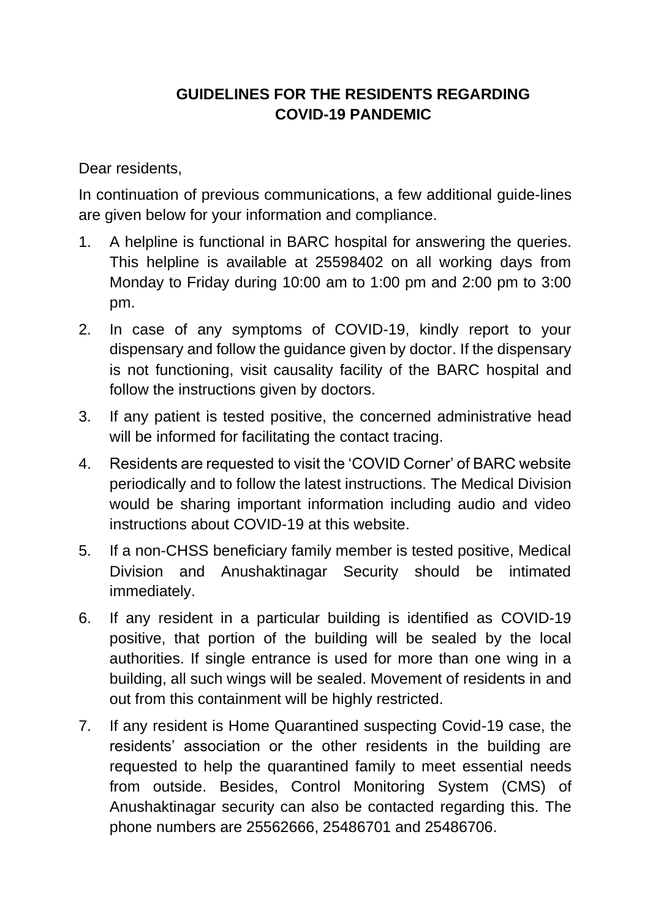## GUIDELINES FOR THE RESIDENTS REGARDING COVID-19 PANDEMIC

Dear residents,

In continuation of previous communications, a few additional guide-lines are given below for your information and compliance.

1. A helpline is functional in BARC hospital for answering the queries. This helpline is available at 25598402 on all working days from Monday to Friday during 10:00 am to 1:00 pm and 2:00 pm to 3:00 pm.
2. In case of any symptoms of COVID-19, kindly report to your dispensary and follow the guidance given by doctor. If the dispensary is not functioning, visit causality facility of the BARC hospital and follow the instructions given by doctors.
3. If any patient is tested positive, the concerned administrative head will be informed for facilitating the contact tracing.
4. Residents are requested to visit the 'COVID Corner' of BARC website periodically and to follow the latest instructions. The Medical Division would be sharing important information including audio and video instructions about COVID-19 at this website.
5. If a non-CHSS beneficiary family member is tested positive, Medical Division and Anushaktinagar Security should be intimated immediately.
6. If any resident in a particular building is identified as COVID-19 positive, that portion of the building will be sealed by the local authorities. If single entrance is used for more than one wing in a building, all such wings will be sealed. Movement of residents in and out from this containment will be highly restricted.
7. If any resident is Home Quarantined suspecting Covid-19 case, the residents' association or the other residents in the building are requested to help the quarantined family to meet essential needs from outside. Besides, Control Monitoring System (CMS) of Anushaktinagar security can also be contacted regarding this. The phone numbers are 25562666, 25486701 and 25486706.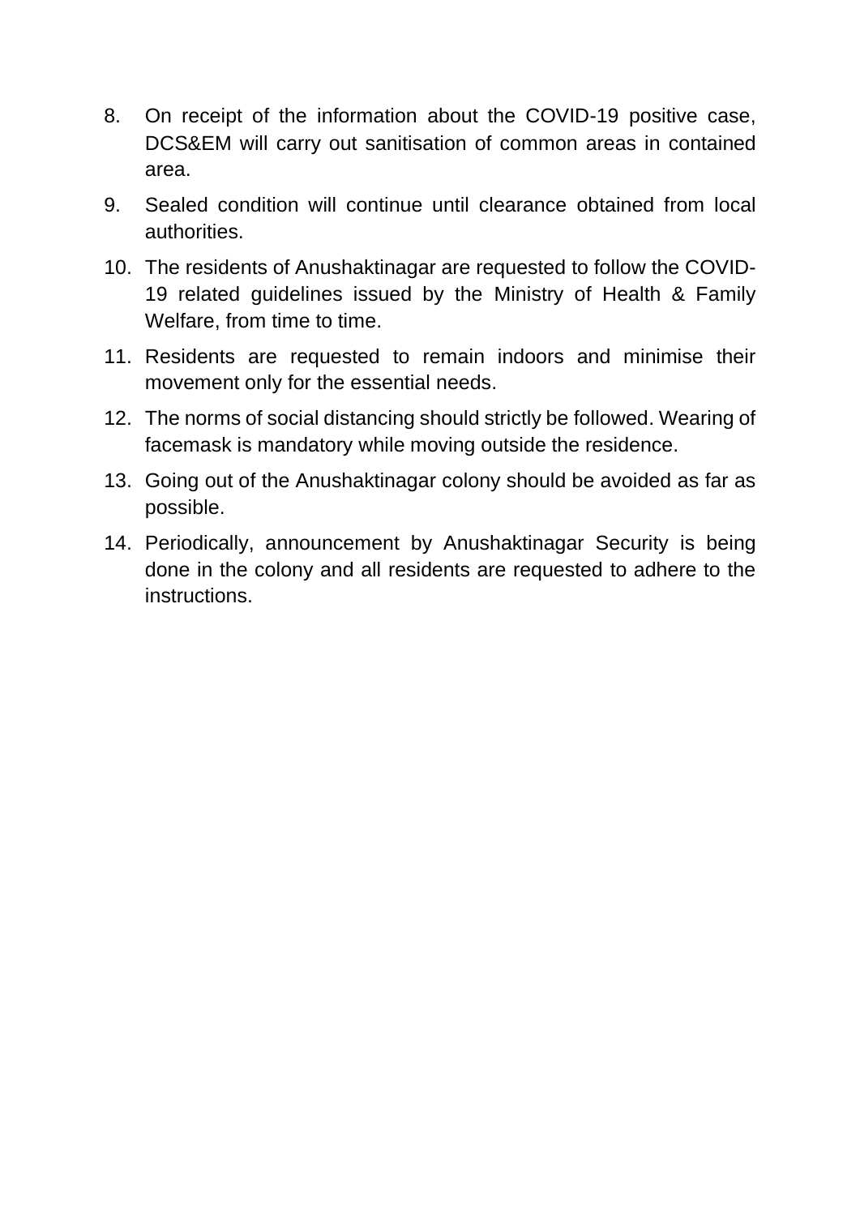8. On receipt of the information about the COVID-19 positive case, DCS&EM will carry out sanitisation of common areas in contained area.
9. Sealed condition will continue until clearance obtained from local authorities.
10. The residents of Anushaktinagar are requested to follow the COVID-19 related guidelines issued by the Ministry of Health & Family Welfare, from time to time.
11. Residents are requested to remain indoors and minimise their movement only for the essential needs.
12. The norms of social distancing should strictly be followed. Wearing of facemask is mandatory while moving outside the residence.
13. Going out of the Anushaktinagar colony should be avoided as far as possible.
14. Periodically, announcement by Anushaktinagar Security is being done in the colony and all residents are requested to adhere to the instructions.